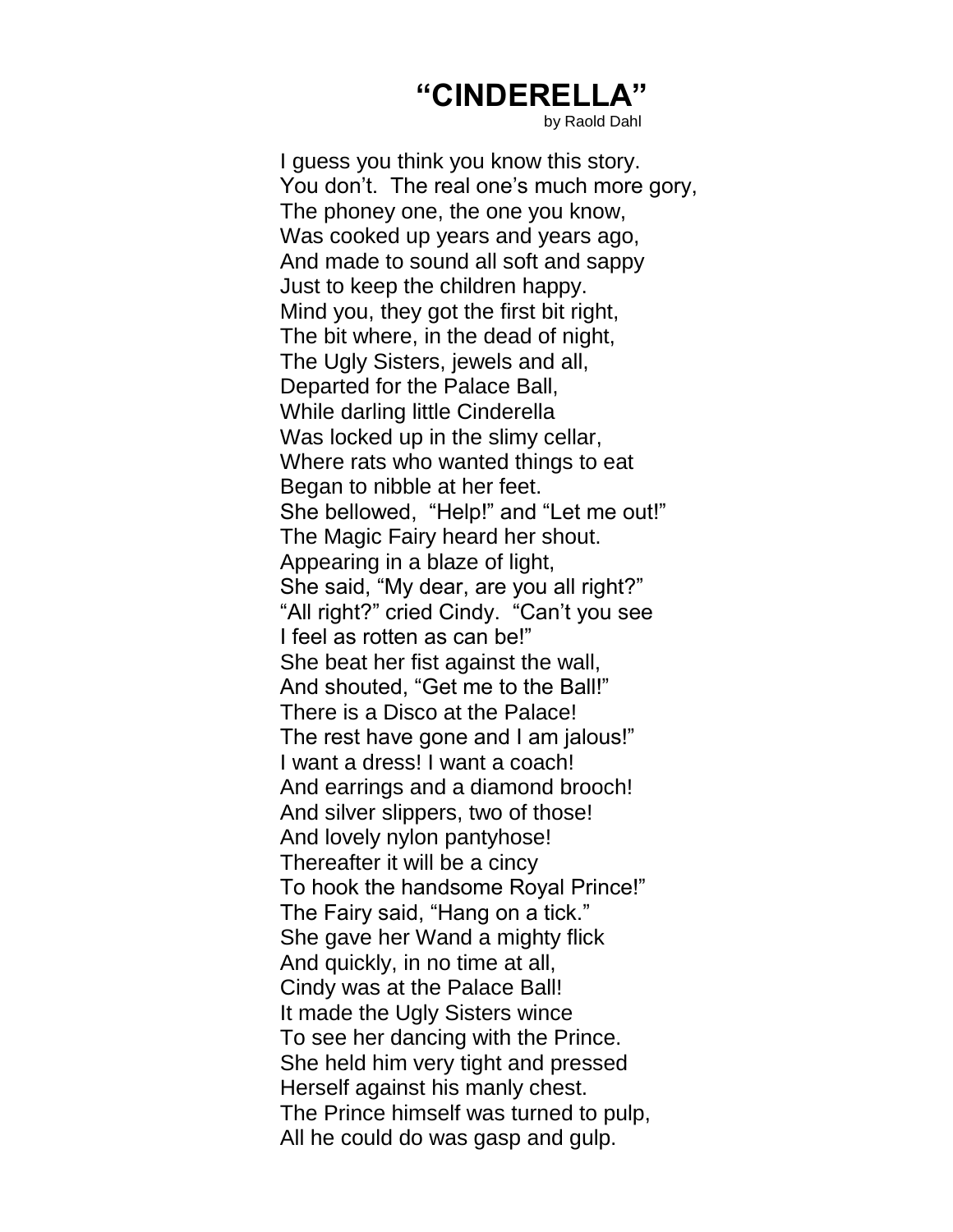# "CINDERELLA"

by Raold Dahl

I guess you think you know this story.  
You don't. The real one's much more gory,  
The phoney one, the one you know,  
Was cooked up years and years ago,  
And made to sound all soft and sappy  
Just to keep the children happy.  
Mind you, they got the first bit right,  
The bit where, in the dead of night,  
The Ugly Sisters, jewels and all,  
Departed for the Palace Ball,  
While darling little Cinderella  
Was locked up in the slimy cellar,  
Where rats who wanted things to eat  
Began to nibble at her feet.  
She bellowed, "Help!" and "Let me out!"  
The Magic Fairy heard her shout.  
Appearing in a blaze of light,  
She said, "My dear, are you all right?"  
"All right?" cried Cindy. "Can't you see  
I feel as rotten as can be!"  
She beat her fist against the wall,  
And shouted, "Get me to the Ball!"  
There is a Disco at the Palace!  
The rest have gone and I am jalous!"  
I want a dress! I want a coach!  
And earrings and a diamond brooch!  
And silver slippers, two of those!  
And lovely nylon pantyhose!  
Thereafter it will be a cincy  
To hook the handsome Royal Prince!"  
The Fairy said, "Hang on a tick."  
She gave her Wand a mighty flick  
And quickly, in no time at all,  
Cindy was at the Palace Ball!  
It made the Ugly Sisters wince  
To see her dancing with the Prince.  
She held him very tight and pressed  
Herself against his manly chest.  
The Prince himself was turned to pulp,  
All he could do was gasp and gulp.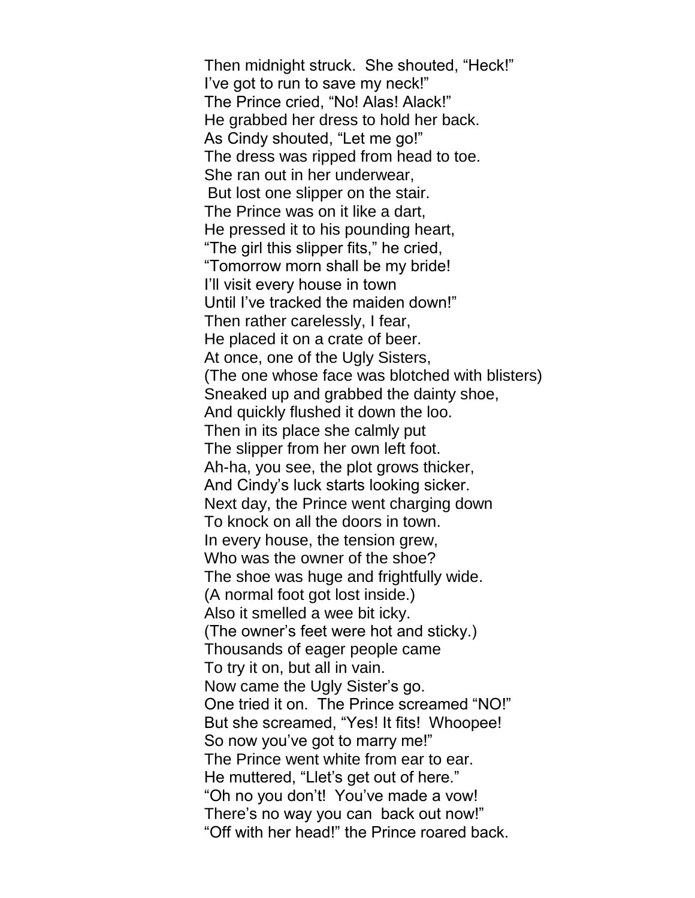Then midnight struck. She shouted, "Heck!"
I've got to run to save my neck!"
The Prince cried, "No! Alas! Alack!"
He grabbed her dress to hold her back.
As Cindy shouted, "Let me go!"
The dress was ripped from head to toe.
She ran out in her underwear,
But lost one slipper on the stair.
The Prince was on it like a dart,
He pressed it to his pounding heart,
"The girl this slipper fits," he cried,
"Tomorrow morn shall be my bride!
I'll visit every house in town
Until I've tracked the maiden down!"
Then rather carelessly, I fear,
He placed it on a crate of beer.
At once, one of the Ugly Sisters,
(The one whose face was blotched with blisters)
Sneaked up and grabbed the dainty shoe,
And quickly flushed it down the loo.
Then in its place she calmly put
The slipper from her own left foot.
Ah-ha, you see, the plot grows thicker,
And Cindy's luck starts looking sicker.
Next day, the Prince went charging down
To knock on all the doors in town.
In every house, the tension grew,
Who was the owner of the shoe?
The shoe was huge and frightfully wide.
(A normal foot got lost inside.)
Also it smelled a wee bit icky.
(The owner's feet were hot and sticky.)
Thousands of eager people came
To try it on, but all in vain.
Now came the Ugly Sister's go.
One tried it on. The Prince screamed "NO!"
But she screamed, "Yes! It fits! Whoopee!
So now you've got to marry me!"
The Prince went white from ear to ear.
He muttered, "Llet's get out of here."
"Oh no you don't! You've made a vow!
There's no way you can back out now!"
"Off with her head!" the Prince roared back.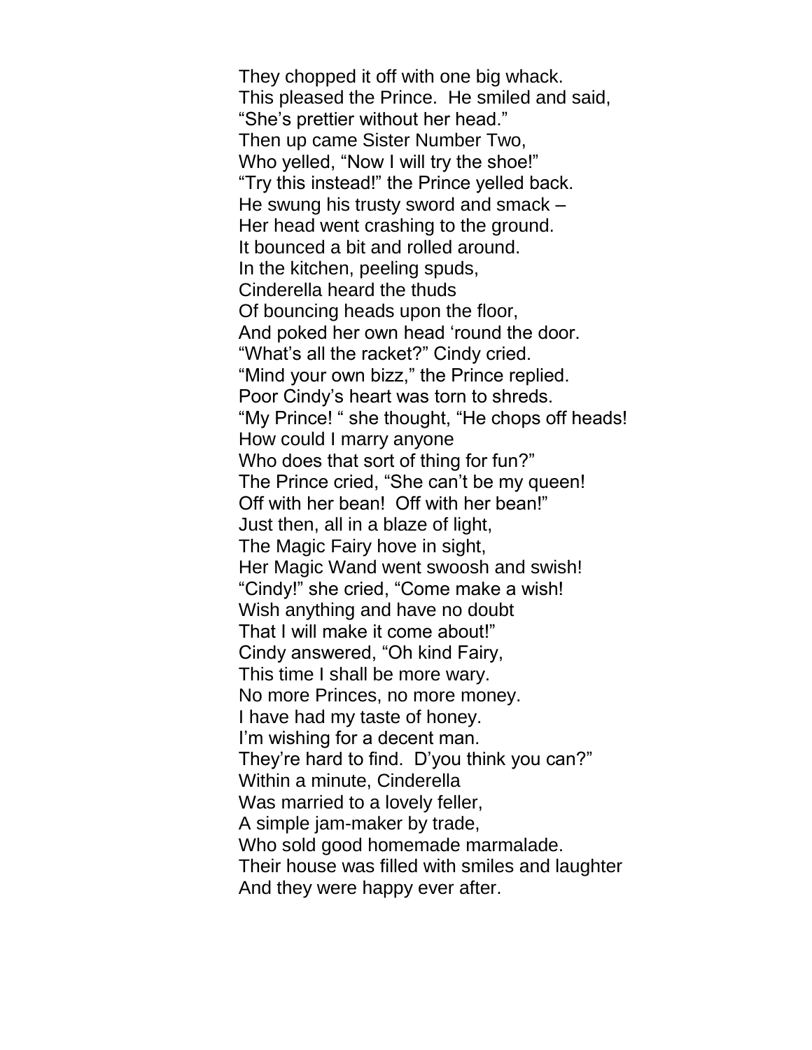They chopped it off with one big whack.
This pleased the Prince. He smiled and said,
"She's prettier without her head."
Then up came Sister Number Two,
Who yelled, "Now I will try the shoe!"
"Try this instead!" the Prince yelled back.
He swung his trusty sword and smack –
Her head went crashing to the ground.
It bounced a bit and rolled around.
In the kitchen, peeling spuds,
Cinderella heard the thuds
Of bouncing heads upon the floor,
And poked her own head 'round the door.
"What's all the racket?" Cindy cried.
"Mind your own bizz," the Prince replied.
Poor Cindy's heart was torn to shreds.
"My Prince! " she thought, "He chops off heads!
How could I marry anyone
Who does that sort of thing for fun?"
The Prince cried, "She can't be my queen!
Off with her bean! Off with her bean!"
Just then, all in a blaze of light,
The Magic Fairy hove in sight,
Her Magic Wand went swoosh and swish!
"Cindy!" she cried, "Come make a wish!
Wish anything and have no doubt
That I will make it come about!"
Cindy answered, "Oh kind Fairy,
This time I shall be more wary.
No more Princes, no more money.
I have had my taste of honey.
I'm wishing for a decent man.
They're hard to find. D'you think you can?"
Within a minute, Cinderella
Was married to a lovely feller,
A simple jam-maker by trade,
Who sold good homemade marmalade.
Their house was filled with smiles and laughter
And they were happy ever after.